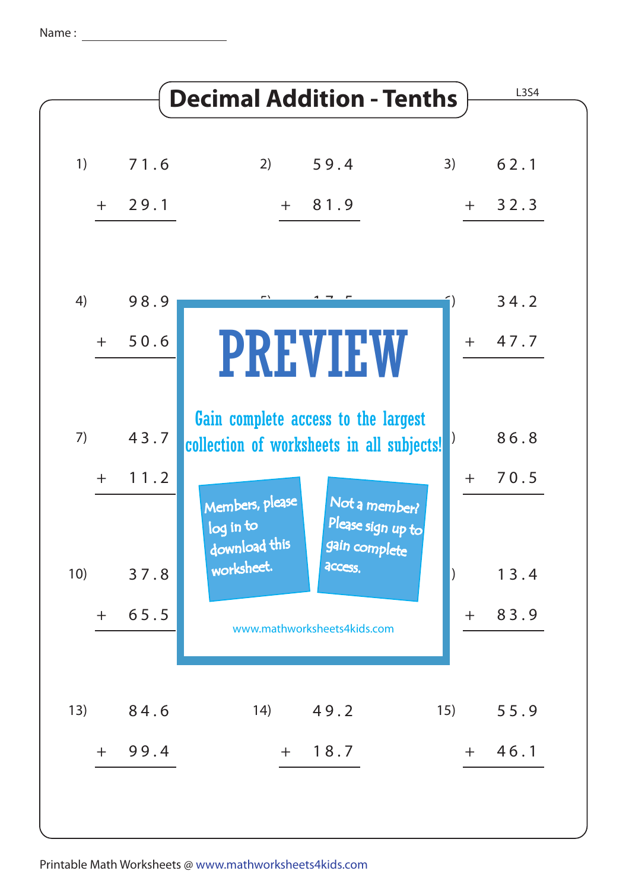Name : ____________________

# Decimal Addition - Tenths

L3S4

1)
$$\begin{array}{r} 71.6 \\ +\ 29.1 \\ \hline \end{array}$$

2)
$$\begin{array}{r} 59.4 \\ +\ 81.9 \\ \hline \end{array}$$

3)
$$\begin{array}{r} 62.1 \\ +\ 32.3 \\ \hline \end{array}$$

4)
$$\begin{array}{r} 98.9 \\ +\ 50.6 \\ \hline \end{array}$$

6)
$$\begin{array}{r} 34.2 \\ +\ 47.7 \\ \hline \end{array}$$

7)
$$\begin{array}{r} 43.7 \\ +\ 11.2 \\ \hline \end{array}$$

$$\begin{array}{r} 86.8 \\ +\ 70.5 \\ \hline \end{array}$$

10)
$$\begin{array}{r} 37.8 \\ +\ 65.5 \\ \hline \end{array}$$

$$\begin{array}{r} 13.4 \\ +\ 83.9 \\ \hline \end{array}$$

13)
$$\begin{array}{r} 84.6 \\ +\ 99.4 \\ \hline \end{array}$$

14)
$$\begin{array}{r} 49.2 \\ +\ 18.7 \\ \hline \end{array}$$

15)
$$\begin{array}{r} 55.9 \\ +\ 46.1 \\ \hline \end{array}$$

PREVIEW

Gain complete access to the largest collection of worksheets in all subjects!

Members, please log in to download this worksheet.

Not a member? Please sign up to gain complete access.

www.mathworksheets4kids.com

Printable Math Worksheets @ www.mathworksheets4kids.com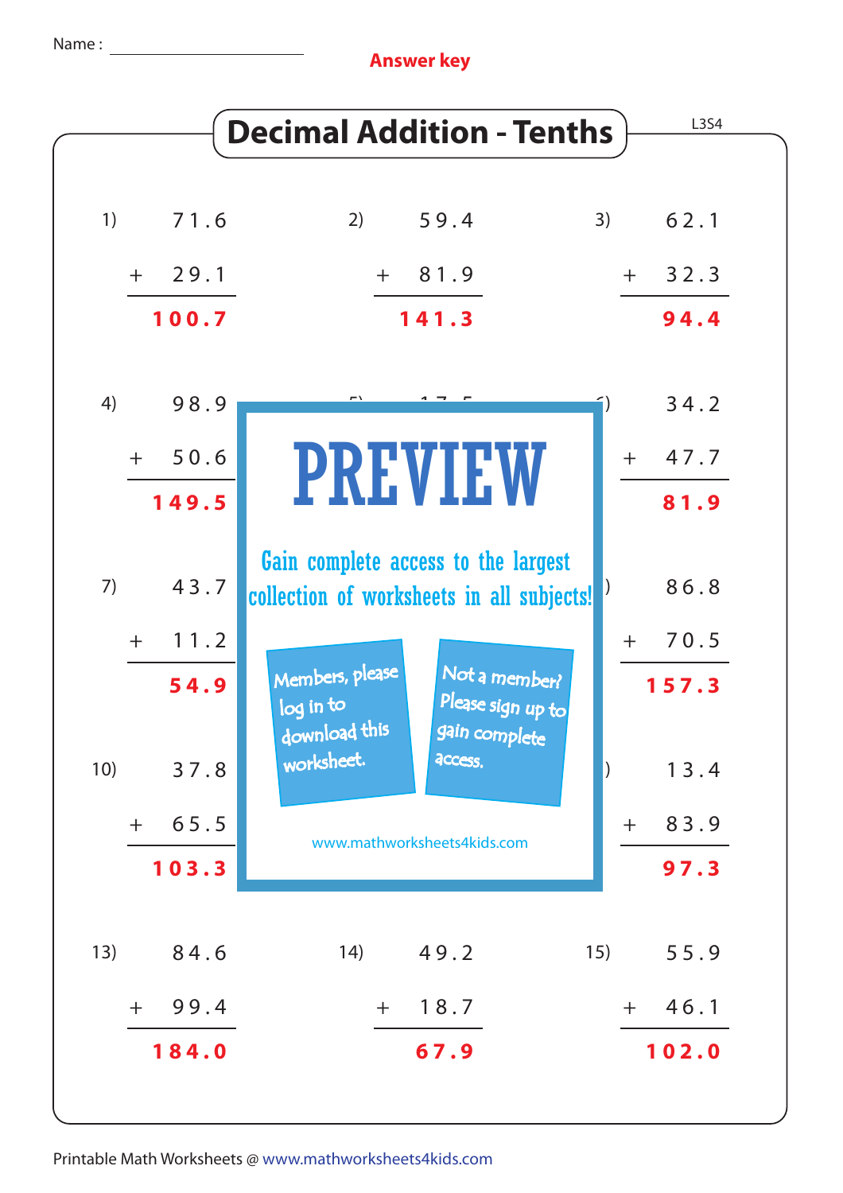Name :

**Answer key**

# Decimal Addition - Tenths

L3S4

1) 71.6 + 29.1 = **100.7**

2) 59.4 + 81.9 = **141.3**

3) 62.1 + 32.3 = **94.4**

4) 98.9 + 50.6 = **149.5**

6) 34.2 + 47.7 = **81.9**

7) 43.7 + 11.2 = **54.9**

86.8 + 70.5 = **157.3**

10) 37.8 + 65.5 = **103.3**

13.4 + 83.9 = **97.3**

13) 84.6 + 99.4 = **184.0**

14) 49.2 + 18.7 = **67.9**

15) 55.9 + 46.1 = **102.0**

PREVIEW

Gain complete access to the largest collection of worksheets in all subjects!

Members, please log in to download this worksheet.

Not a member? Please sign up to gain complete access.

www.mathworksheets4kids.com

Printable Math Worksheets @ www.mathworksheets4kids.com